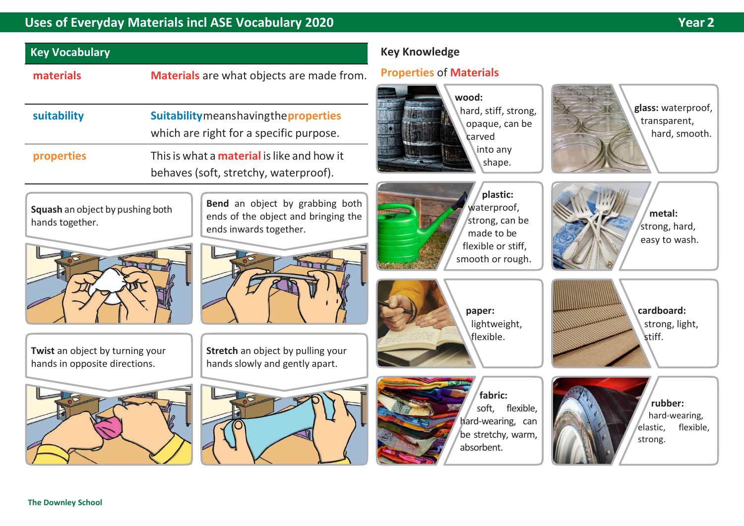# Uses of Everyday Materials incl ASE Vocabulary 2020

Year 2

## Key Vocabulary

| | |
|---|---|
| **materials** | **Materials** are what objects are made from. |
| **suitability** | **Suitability** means having the **properties** which are right for a specific purpose. |
| **properties** | This is what a **material** is like and how it behaves (soft, stretchy, waterproof). |

**Squash** an object by pushing both hands together.

**Bend** an object by grabbing both ends of the object and bringing the ends inwards together.

**Twist** an object by turning your hands in opposite directions.

**Stretch** an object by pulling your hands slowly and gently apart.

## Key Knowledge

### Properties of Materials

**wood:** hard, stiff, strong, opaque, can be carved into any shape.

**glass:** waterproof, transparent, hard, smooth.

**plastic:** waterproof, strong, can be made to be flexible or stiff, smooth or rough.

**metal:** strong, hard, easy to wash.

**paper:** lightweight, flexible.

**cardboard:** strong, light, stiff.

**fabric:** soft, flexible, hard-wearing, can be stretchy, warm, absorbent.

**rubber:** hard-wearing, elastic, flexible, strong.

The Downley School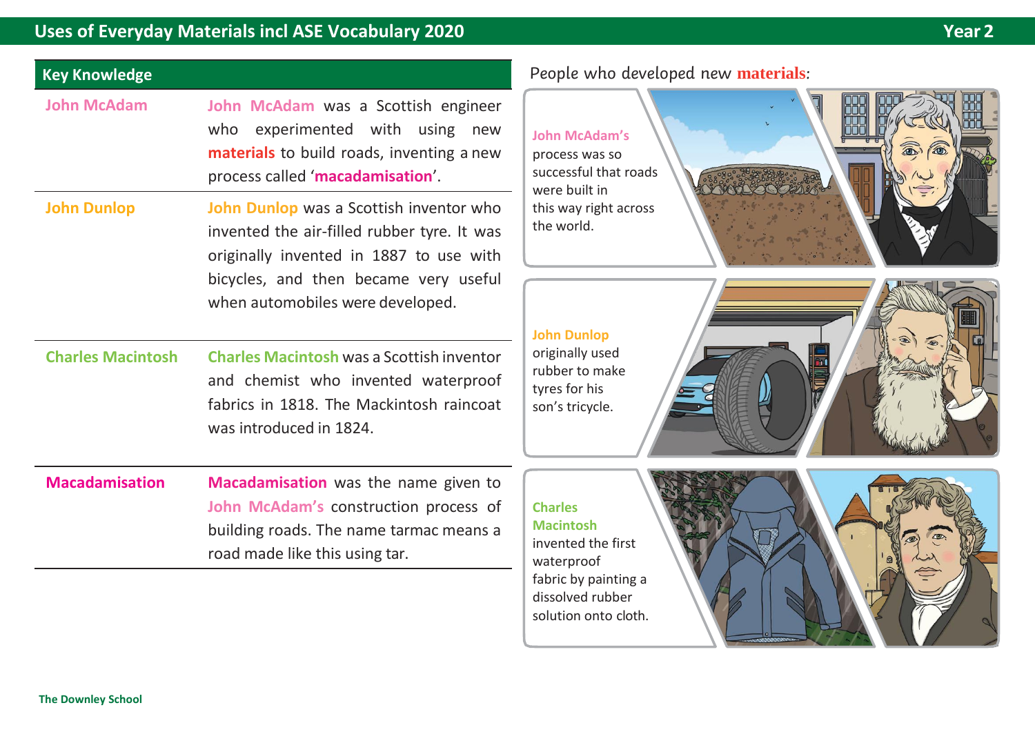# Uses of Everyday Materials incl ASE Vocabulary 2020

Year 2

## Key Knowledge

| | |
|---|---|
| **John McAdam** | John McAdam was a Scottish engineer who experimented with using new **materials** to build roads, inventing a new process called '**macadamisation**'. |
| **John Dunlop** | John Dunlop was a Scottish inventor who invented the air-filled rubber tyre. It was originally invented in 1887 to use with bicycles, and then became very useful when automobiles were developed. |
| **Charles Macintosh** | Charles Macintosh was a Scottish inventor and chemist who invented waterproof fabrics in 1818. The Mackintosh raincoat was introduced in 1824. |
| **Macadamisation** | **Macadamisation** was the name given to John McAdam's construction process of building roads. The name tarmac means a road made like this using tar. |

## People who developed new **materials**:

**John McAdam's** process was so successful that roads were built in this way right across the world.

**John Dunlop** originally used rubber to make tyres for his son's tricycle.

**Charles Macintosh** invented the first waterproof fabric by painting a dissolved rubber solution onto cloth.

The Downley School